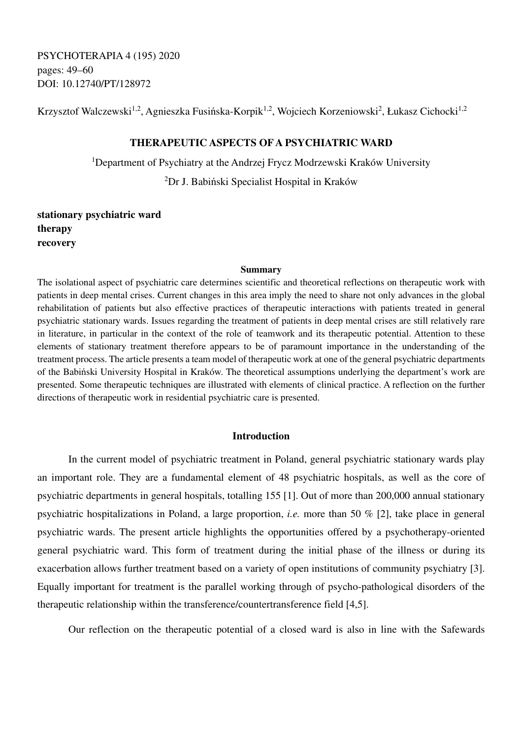PSYCHOTERAPIA 4 (195) 2020
pages: 49–60
DOI: 10.12740/PT/128972

Krzysztof Walczewski[1,2], Agnieszka Fusińska-Korpik[1,2], Wojciech Korzeniowski[2], Łukasz Cichocki[1,2]

# THERAPEUTIC ASPECTS OF A PSYCHIATRIC WARD

[1]Department of Psychiatry at the Andrzej Frycz Modrzewski Kraków University

[2]Dr J. Babiński Specialist Hospital in Kraków

**stationary psychiatric ward**
**therapy**
**recovery**

## Summary

The isolational aspect of psychiatric care determines scientific and theoretical reflections on therapeutic work with patients in deep mental crises. Current changes in this area imply the need to share not only advances in the global rehabilitation of patients but also effective practices of therapeutic interactions with patients treated in general psychiatric stationary wards. Issues regarding the treatment of patients in deep mental crises are still relatively rare in literature, in particular in the context of the role of teamwork and its therapeutic potential. Attention to these elements of stationary treatment therefore appears to be of paramount importance in the understanding of the treatment process. The article presents a team model of therapeutic work at one of the general psychiatric departments of the Babiński University Hospital in Kraków. The theoretical assumptions underlying the department's work are presented. Some therapeutic techniques are illustrated with elements of clinical practice. A reflection on the further directions of therapeutic work in residential psychiatric care is presented.

## Introduction

In the current model of psychiatric treatment in Poland, general psychiatric stationary wards play an important role. They are a fundamental element of 48 psychiatric hospitals, as well as the core of psychiatric departments in general hospitals, totalling 155 [1]. Out of more than 200,000 annual stationary psychiatric hospitalizations in Poland, a large proportion, *i.e.* more than 50 % [2], take place in general psychiatric wards. The present article highlights the opportunities offered by a psychotherapy-oriented general psychiatric ward. This form of treatment during the initial phase of the illness or during its exacerbation allows further treatment based on a variety of open institutions of community psychiatry [3]. Equally important for treatment is the parallel working through of psycho-pathological disorders of the therapeutic relationship within the transference/countertransference field [4,5].

Our reflection on the therapeutic potential of a closed ward is also in line with the Safewards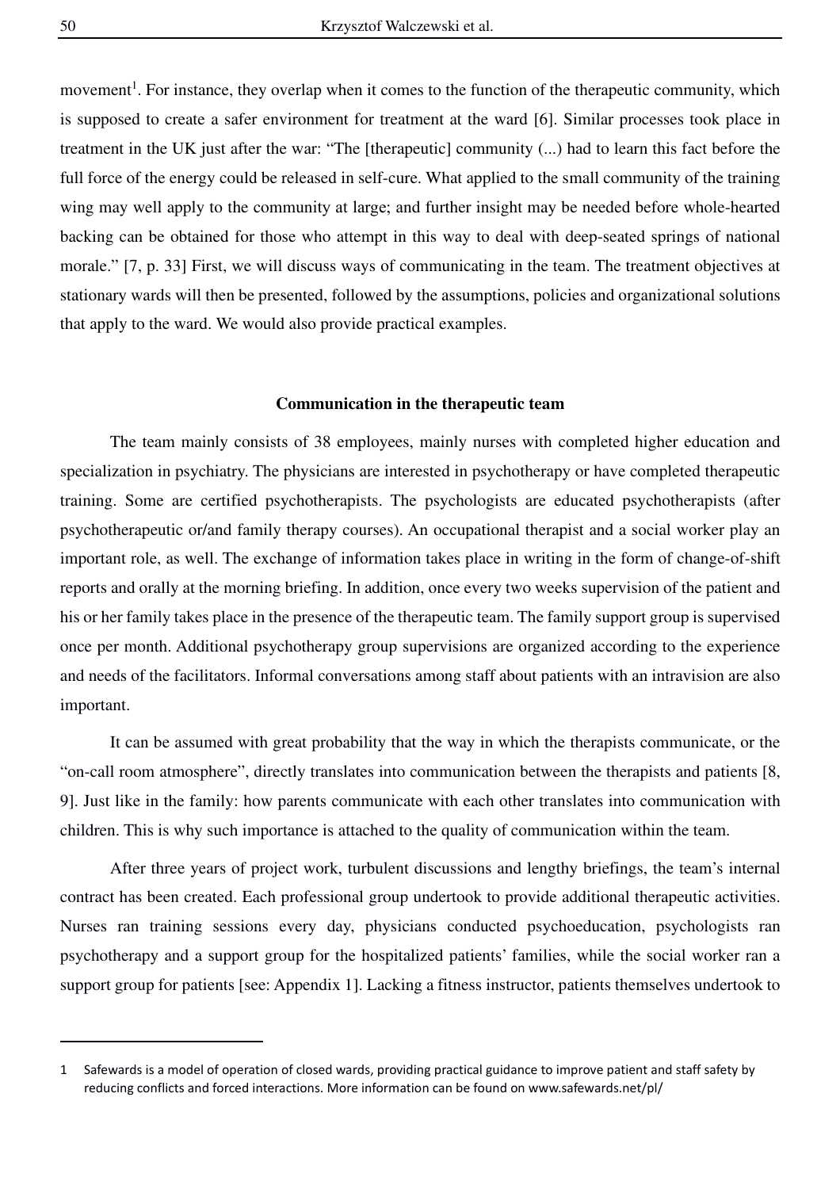movement[1]. For instance, they overlap when it comes to the function of the therapeutic community, which is supposed to create a safer environment for treatment at the ward [6]. Similar processes took place in treatment in the UK just after the war: "The [therapeutic] community (...) had to learn this fact before the full force of the energy could be released in self-cure. What applied to the small community of the training wing may well apply to the community at large; and further insight may be needed before whole-hearted backing can be obtained for those who attempt in this way to deal with deep-seated springs of national morale." [7, p. 33] First, we will discuss ways of communicating in the team. The treatment objectives at stationary wards will then be presented, followed by the assumptions, policies and organizational solutions that apply to the ward. We would also provide practical examples.

### Communication in the therapeutic team

The team mainly consists of 38 employees, mainly nurses with completed higher education and specialization in psychiatry. The physicians are interested in psychotherapy or have completed therapeutic training. Some are certified psychotherapists. The psychologists are educated psychotherapists (after psychotherapeutic or/and family therapy courses). An occupational therapist and a social worker play an important role, as well. The exchange of information takes place in writing in the form of change-of-shift reports and orally at the morning briefing. In addition, once every two weeks supervision of the patient and his or her family takes place in the presence of the therapeutic team. The family support group is supervised once per month. Additional psychotherapy group supervisions are organized according to the experience and needs of the facilitators. Informal conversations among staff about patients with an intravision are also important.

It can be assumed with great probability that the way in which the therapists communicate, or the "on-call room atmosphere", directly translates into communication between the therapists and patients [8, 9]. Just like in the family: how parents communicate with each other translates into communication with children. This is why such importance is attached to the quality of communication within the team.

After three years of project work, turbulent discussions and lengthy briefings, the team's internal contract has been created. Each professional group undertook to provide additional therapeutic activities. Nurses ran training sessions every day, physicians conducted psychoeducation, psychologists ran psychotherapy and a support group for the hospitalized patients' families, while the social worker ran a support group for patients [see: Appendix 1]. Lacking a fitness instructor, patients themselves undertook to

---

1 Safewards is a model of operation of closed wards, providing practical guidance to improve patient and staff safety by reducing conflicts and forced interactions. More information can be found on www.safewards.net/pl/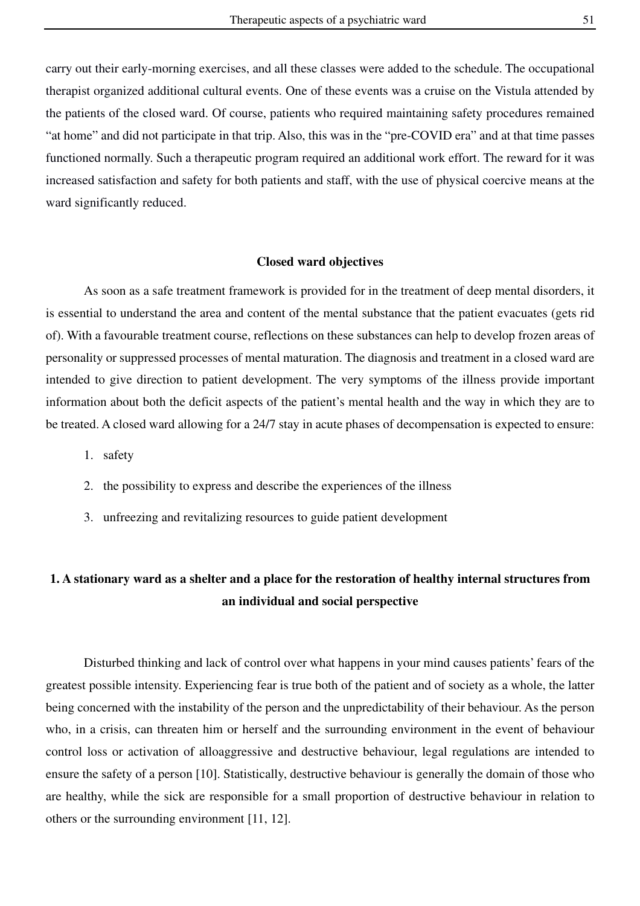carry out their early-morning exercises, and all these classes were added to the schedule. The occupational therapist organized additional cultural events. One of these events was a cruise on the Vistula attended by the patients of the closed ward. Of course, patients who required maintaining safety procedures remained "at home" and did not participate in that trip. Also, this was in the "pre-COVID era" and at that time passes functioned normally. Such a therapeutic program required an additional work effort. The reward for it was increased satisfaction and safety for both patients and staff, with the use of physical coercive means at the ward significantly reduced.

## Closed ward objectives

As soon as a safe treatment framework is provided for in the treatment of deep mental disorders, it is essential to understand the area and content of the mental substance that the patient evacuates (gets rid of). With a favourable treatment course, reflections on these substances can help to develop frozen areas of personality or suppressed processes of mental maturation. The diagnosis and treatment in a closed ward are intended to give direction to patient development. The very symptoms of the illness provide important information about both the deficit aspects of the patient's mental health and the way in which they are to be treated. A closed ward allowing for a 24/7 stay in acute phases of decompensation is expected to ensure:

1. safety
2. the possibility to express and describe the experiences of the illness
3. unfreezing and revitalizing resources to guide patient development

## 1. A stationary ward as a shelter and a place for the restoration of healthy internal structures from an individual and social perspective

Disturbed thinking and lack of control over what happens in your mind causes patients' fears of the greatest possible intensity. Experiencing fear is true both of the patient and of society as a whole, the latter being concerned with the instability of the person and the unpredictability of their behaviour. As the person who, in a crisis, can threaten him or herself and the surrounding environment in the event of behaviour control loss or activation of alloaggressive and destructive behaviour, legal regulations are intended to ensure the safety of a person [10]. Statistically, destructive behaviour is generally the domain of those who are healthy, while the sick are responsible for a small proportion of destructive behaviour in relation to others or the surrounding environment [11, 12].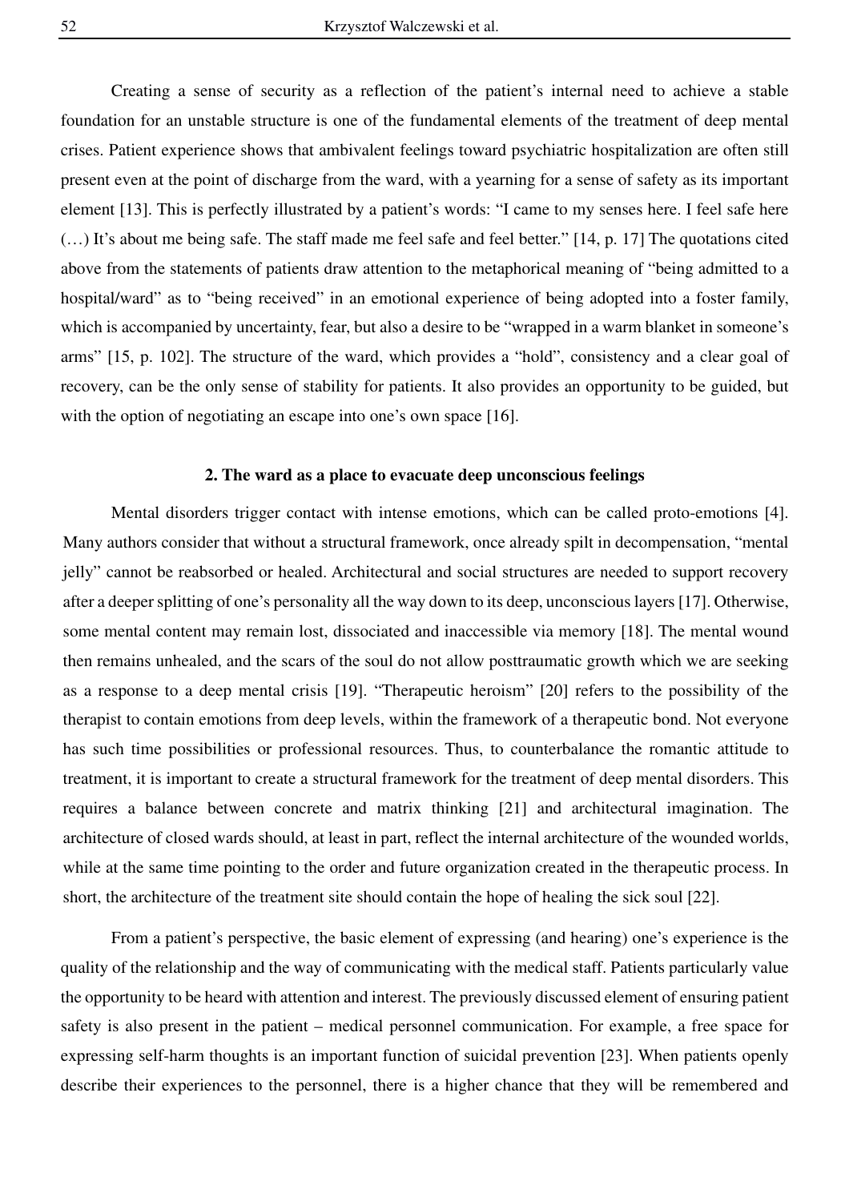Creating a sense of security as a reflection of the patient's internal need to achieve a stable foundation for an unstable structure is one of the fundamental elements of the treatment of deep mental crises. Patient experience shows that ambivalent feelings toward psychiatric hospitalization are often still present even at the point of discharge from the ward, with a yearning for a sense of safety as its important element [13]. This is perfectly illustrated by a patient's words: "I came to my senses here. I feel safe here (…) It's about me being safe. The staff made me feel safe and feel better." [14, p. 17] The quotations cited above from the statements of patients draw attention to the metaphorical meaning of "being admitted to a hospital/ward" as to "being received" in an emotional experience of being adopted into a foster family, which is accompanied by uncertainty, fear, but also a desire to be "wrapped in a warm blanket in someone's arms" [15, p. 102]. The structure of the ward, which provides a "hold", consistency and a clear goal of recovery, can be the only sense of stability for patients. It also provides an opportunity to be guided, but with the option of negotiating an escape into one's own space [16].

## 2. The ward as a place to evacuate deep unconscious feelings

Mental disorders trigger contact with intense emotions, which can be called proto-emotions [4]. Many authors consider that without a structural framework, once already spilt in decompensation, "mental jelly" cannot be reabsorbed or healed. Architectural and social structures are needed to support recovery after a deeper splitting of one's personality all the way down to its deep, unconscious layers [17]. Otherwise, some mental content may remain lost, dissociated and inaccessible via memory [18]. The mental wound then remains unhealed, and the scars of the soul do not allow posttraumatic growth which we are seeking as a response to a deep mental crisis [19]. "Therapeutic heroism" [20] refers to the possibility of the therapist to contain emotions from deep levels, within the framework of a therapeutic bond. Not everyone has such time possibilities or professional resources. Thus, to counterbalance the romantic attitude to treatment, it is important to create a structural framework for the treatment of deep mental disorders. This requires a balance between concrete and matrix thinking [21] and architectural imagination. The architecture of closed wards should, at least in part, reflect the internal architecture of the wounded worlds, while at the same time pointing to the order and future organization created in the therapeutic process. In short, the architecture of the treatment site should contain the hope of healing the sick soul [22].

From a patient's perspective, the basic element of expressing (and hearing) one's experience is the quality of the relationship and the way of communicating with the medical staff. Patients particularly value the opportunity to be heard with attention and interest. The previously discussed element of ensuring patient safety is also present in the patient – medical personnel communication. For example, a free space for expressing self-harm thoughts is an important function of suicidal prevention [23]. When patients openly describe their experiences to the personnel, there is a higher chance that they will be remembered and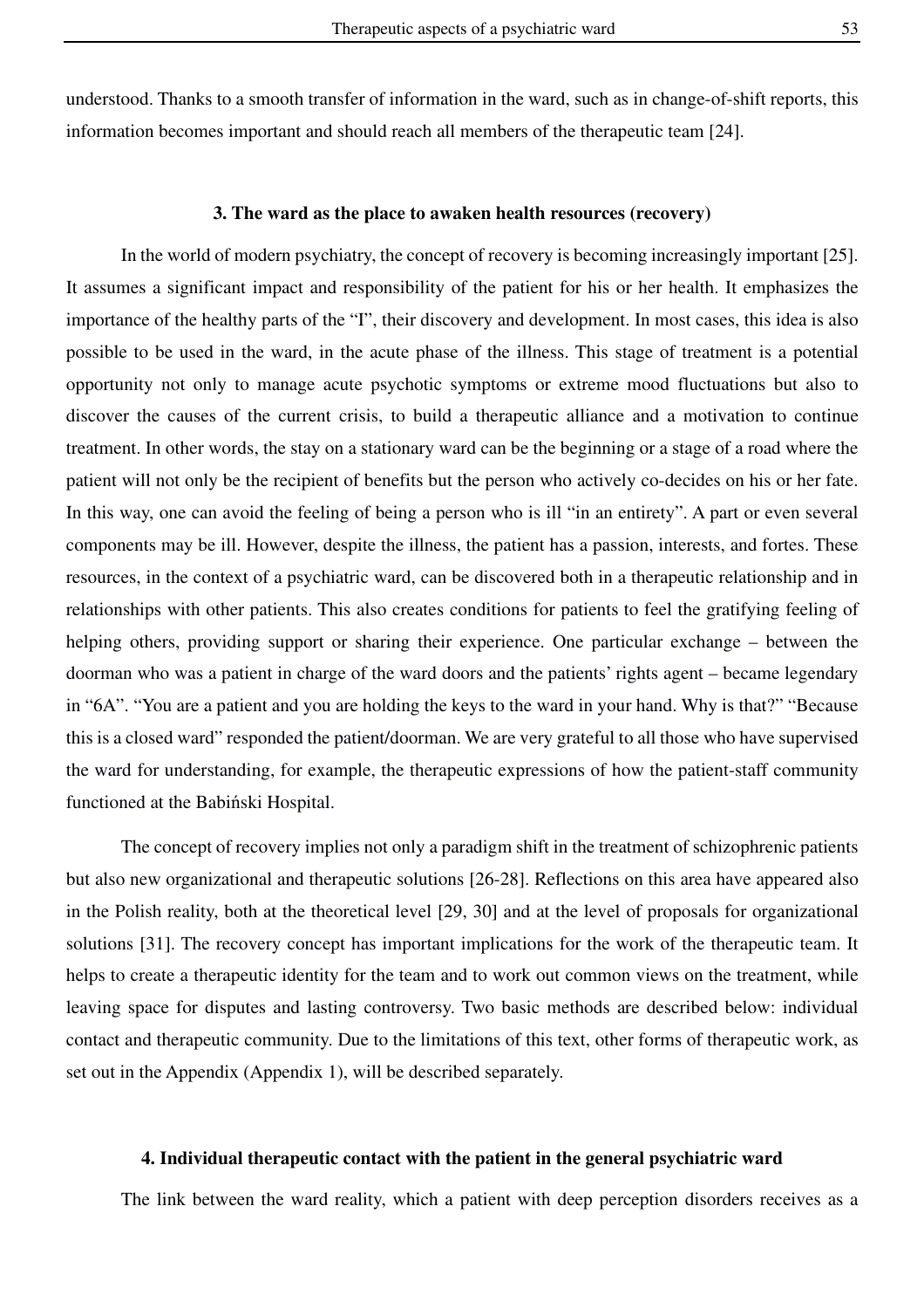understood. Thanks to a smooth transfer of information in the ward, such as in change-of-shift reports, this information becomes important and should reach all members of the therapeutic team [24].

## 3. The ward as the place to awaken health resources (recovery)

In the world of modern psychiatry, the concept of recovery is becoming increasingly important [25]. It assumes a significant impact and responsibility of the patient for his or her health. It emphasizes the importance of the healthy parts of the "I", their discovery and development. In most cases, this idea is also possible to be used in the ward, in the acute phase of the illness. This stage of treatment is a potential opportunity not only to manage acute psychotic symptoms or extreme mood fluctuations but also to discover the causes of the current crisis, to build a therapeutic alliance and a motivation to continue treatment. In other words, the stay on a stationary ward can be the beginning or a stage of a road where the patient will not only be the recipient of benefits but the person who actively co-decides on his or her fate. In this way, one can avoid the feeling of being a person who is ill "in an entirety". A part or even several components may be ill. However, despite the illness, the patient has a passion, interests, and fortes. These resources, in the context of a psychiatric ward, can be discovered both in a therapeutic relationship and in relationships with other patients. This also creates conditions for patients to feel the gratifying feeling of helping others, providing support or sharing their experience. One particular exchange – between the doorman who was a patient in charge of the ward doors and the patients' rights agent – became legendary in "6A". "You are a patient and you are holding the keys to the ward in your hand. Why is that?" "Because this is a closed ward" responded the patient/doorman. We are very grateful to all those who have supervised the ward for understanding, for example, the therapeutic expressions of how the patient-staff community functioned at the Babiński Hospital.

The concept of recovery implies not only a paradigm shift in the treatment of schizophrenic patients but also new organizational and therapeutic solutions [26-28]. Reflections on this area have appeared also in the Polish reality, both at the theoretical level [29, 30] and at the level of proposals for organizational solutions [31]. The recovery concept has important implications for the work of the therapeutic team. It helps to create a therapeutic identity for the team and to work out common views on the treatment, while leaving space for disputes and lasting controversy. Two basic methods are described below: individual contact and therapeutic community. Due to the limitations of this text, other forms of therapeutic work, as set out in the Appendix (Appendix 1), will be described separately.

## 4. Individual therapeutic contact with the patient in the general psychiatric ward

The link between the ward reality, which a patient with deep perception disorders receives as a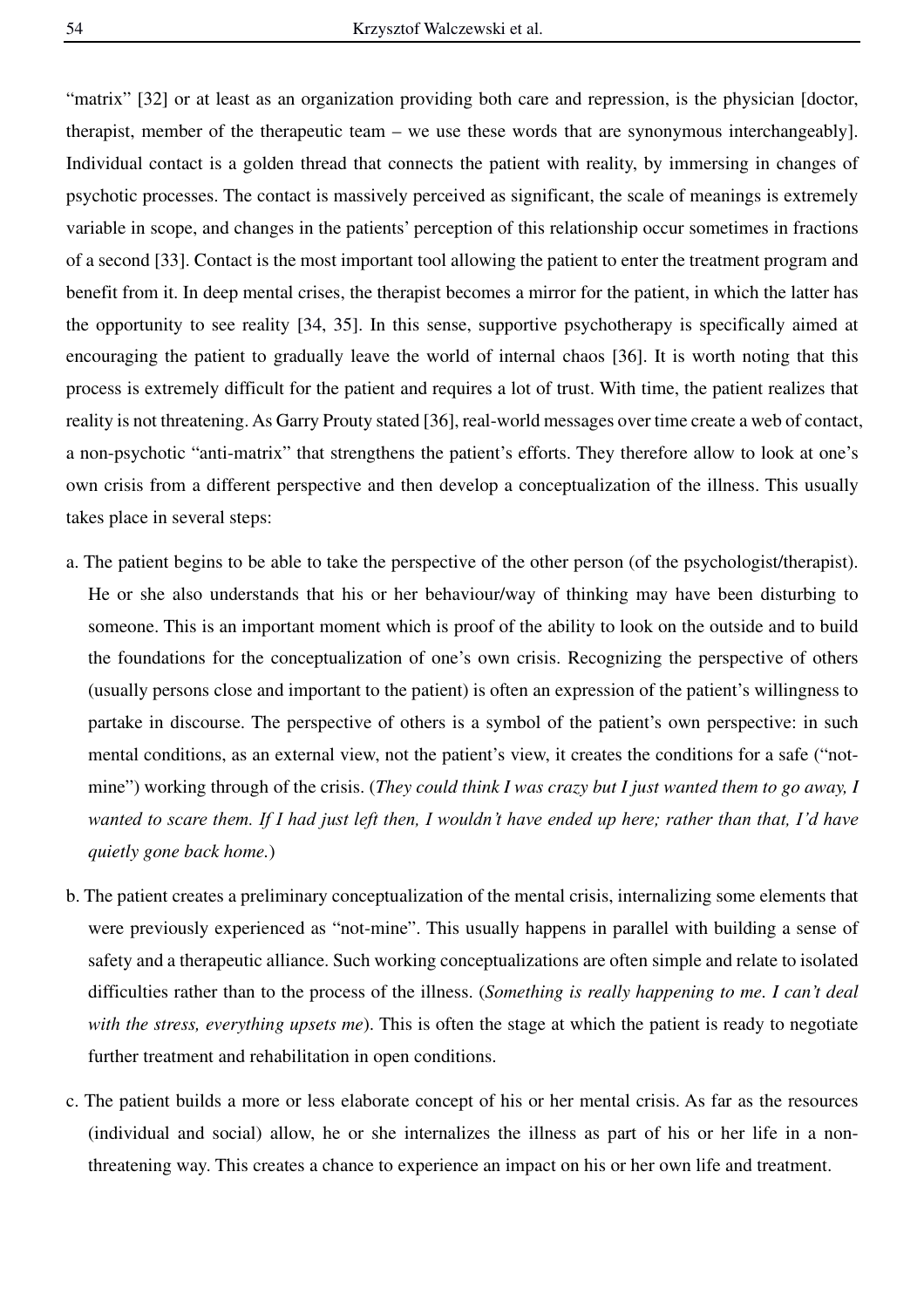"matrix" [32] or at least as an organization providing both care and repression, is the physician [doctor, therapist, member of the therapeutic team – we use these words that are synonymous interchangeably]. Individual contact is a golden thread that connects the patient with reality, by immersing in changes of psychotic processes. The contact is massively perceived as significant, the scale of meanings is extremely variable in scope, and changes in the patients' perception of this relationship occur sometimes in fractions of a second [33]. Contact is the most important tool allowing the patient to enter the treatment program and benefit from it. In deep mental crises, the therapist becomes a mirror for the patient, in which the latter has the opportunity to see reality [34, 35]. In this sense, supportive psychotherapy is specifically aimed at encouraging the patient to gradually leave the world of internal chaos [36]. It is worth noting that this process is extremely difficult for the patient and requires a lot of trust. With time, the patient realizes that reality is not threatening. As Garry Prouty stated [36], real-world messages over time create a web of contact, a non-psychotic "anti-matrix" that strengthens the patient's efforts. They therefore allow to look at one's own crisis from a different perspective and then develop a conceptualization of the illness. This usually takes place in several steps:

a. The patient begins to be able to take the perspective of the other person (of the psychologist/therapist). He or she also understands that his or her behaviour/way of thinking may have been disturbing to someone. This is an important moment which is proof of the ability to look on the outside and to build the foundations for the conceptualization of one's own crisis. Recognizing the perspective of others (usually persons close and important to the patient) is often an expression of the patient's willingness to partake in discourse. The perspective of others is a symbol of the patient's own perspective: in such mental conditions, as an external view, not the patient's view, it creates the conditions for a safe ("not-mine") working through of the crisis. (*They could think I was crazy but I just wanted them to go away, I wanted to scare them. If I had just left then, I wouldn't have ended up here; rather than that, I'd have quietly gone back home.*)

b. The patient creates a preliminary conceptualization of the mental crisis, internalizing some elements that were previously experienced as "not-mine". This usually happens in parallel with building a sense of safety and a therapeutic alliance. Such working conceptualizations are often simple and relate to isolated difficulties rather than to the process of the illness. (*Something is really happening to me. I can't deal with the stress, everything upsets me*). This is often the stage at which the patient is ready to negotiate further treatment and rehabilitation in open conditions.

c. The patient builds a more or less elaborate concept of his or her mental crisis. As far as the resources (individual and social) allow, he or she internalizes the illness as part of his or her life in a non-threatening way. This creates a chance to experience an impact on his or her own life and treatment.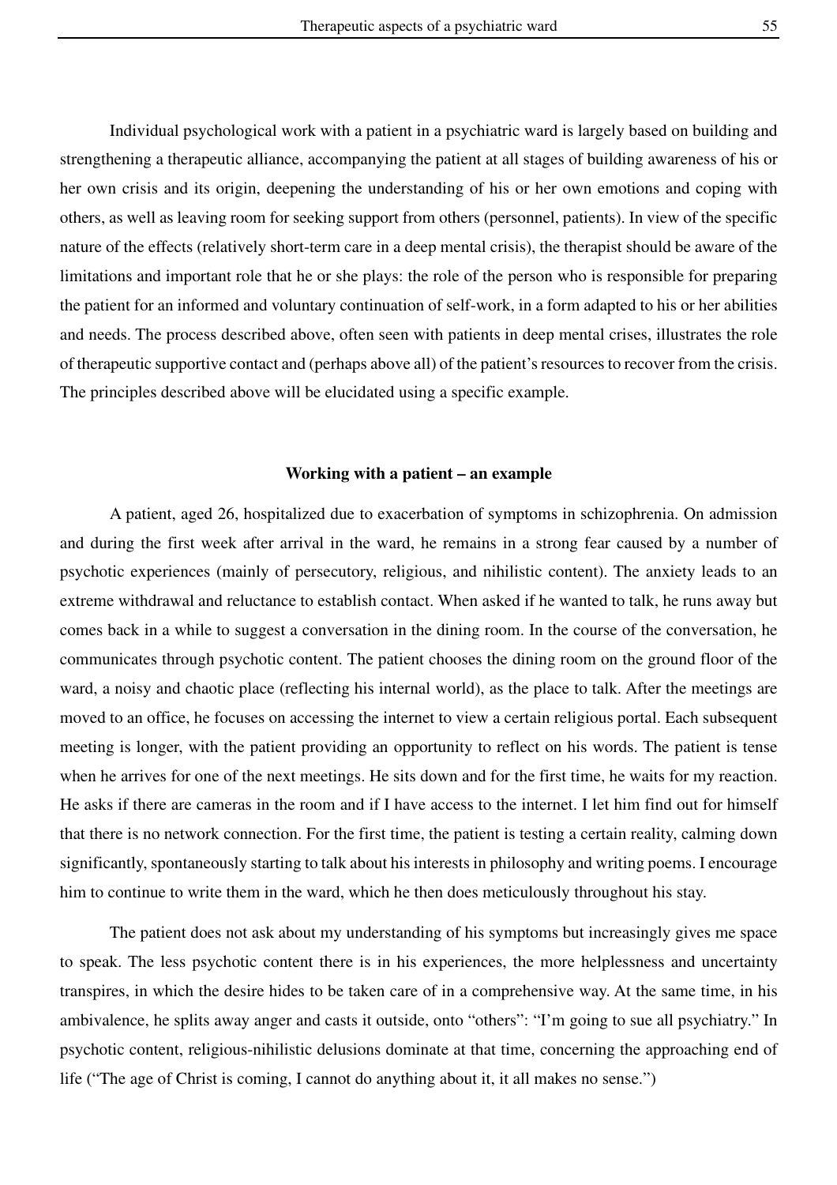Individual psychological work with a patient in a psychiatric ward is largely based on building and strengthening a therapeutic alliance, accompanying the patient at all stages of building awareness of his or her own crisis and its origin, deepening the understanding of his or her own emotions and coping with others, as well as leaving room for seeking support from others (personnel, patients). In view of the specific nature of the effects (relatively short-term care in a deep mental crisis), the therapist should be aware of the limitations and important role that he or she plays: the role of the person who is responsible for preparing the patient for an informed and voluntary continuation of self-work, in a form adapted to his or her abilities and needs. The process described above, often seen with patients in deep mental crises, illustrates the role of therapeutic supportive contact and (perhaps above all) of the patient's resources to recover from the crisis. The principles described above will be elucidated using a specific example.

## Working with a patient – an example

A patient, aged 26, hospitalized due to exacerbation of symptoms in schizophrenia. On admission and during the first week after arrival in the ward, he remains in a strong fear caused by a number of psychotic experiences (mainly of persecutory, religious, and nihilistic content). The anxiety leads to an extreme withdrawal and reluctance to establish contact. When asked if he wanted to talk, he runs away but comes back in a while to suggest a conversation in the dining room. In the course of the conversation, he communicates through psychotic content. The patient chooses the dining room on the ground floor of the ward, a noisy and chaotic place (reflecting his internal world), as the place to talk. After the meetings are moved to an office, he focuses on accessing the internet to view a certain religious portal. Each subsequent meeting is longer, with the patient providing an opportunity to reflect on his words. The patient is tense when he arrives for one of the next meetings. He sits down and for the first time, he waits for my reaction. He asks if there are cameras in the room and if I have access to the internet. I let him find out for himself that there is no network connection. For the first time, the patient is testing a certain reality, calming down significantly, spontaneously starting to talk about his interests in philosophy and writing poems. I encourage him to continue to write them in the ward, which he then does meticulously throughout his stay.

The patient does not ask about my understanding of his symptoms but increasingly gives me space to speak. The less psychotic content there is in his experiences, the more helplessness and uncertainty transpires, in which the desire hides to be taken care of in a comprehensive way. At the same time, in his ambivalence, he splits away anger and casts it outside, onto "others": "I'm going to sue all psychiatry." In psychotic content, religious-nihilistic delusions dominate at that time, concerning the approaching end of life ("The age of Christ is coming, I cannot do anything about it, it all makes no sense.")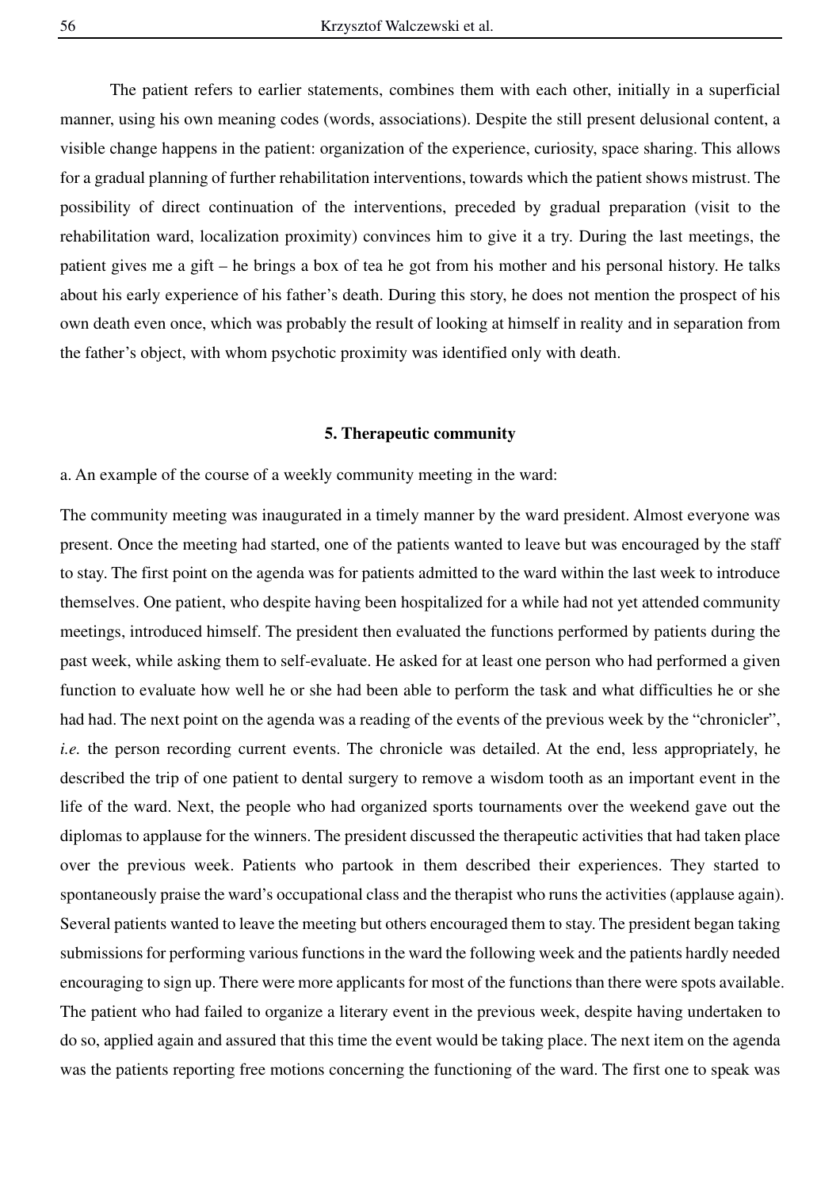The patient refers to earlier statements, combines them with each other, initially in a superficial manner, using his own meaning codes (words, associations). Despite the still present delusional content, a visible change happens in the patient: organization of the experience, curiosity, space sharing. This allows for a gradual planning of further rehabilitation interventions, towards which the patient shows mistrust. The possibility of direct continuation of the interventions, preceded by gradual preparation (visit to the rehabilitation ward, localization proximity) convinces him to give it a try. During the last meetings, the patient gives me a gift – he brings a box of tea he got from his mother and his personal history. He talks about his early experience of his father's death. During this story, he does not mention the prospect of his own death even once, which was probably the result of looking at himself in reality and in separation from the father's object, with whom psychotic proximity was identified only with death.

## 5. Therapeutic community

a. An example of the course of a weekly community meeting in the ward:

The community meeting was inaugurated in a timely manner by the ward president. Almost everyone was present. Once the meeting had started, one of the patients wanted to leave but was encouraged by the staff to stay. The first point on the agenda was for patients admitted to the ward within the last week to introduce themselves. One patient, who despite having been hospitalized for a while had not yet attended community meetings, introduced himself. The president then evaluated the functions performed by patients during the past week, while asking them to self-evaluate. He asked for at least one person who had performed a given function to evaluate how well he or she had been able to perform the task and what difficulties he or she had had. The next point on the agenda was a reading of the events of the previous week by the "chronicler", *i.e.* the person recording current events. The chronicle was detailed. At the end, less appropriately, he described the trip of one patient to dental surgery to remove a wisdom tooth as an important event in the life of the ward. Next, the people who had organized sports tournaments over the weekend gave out the diplomas to applause for the winners. The president discussed the therapeutic activities that had taken place over the previous week. Patients who partook in them described their experiences. They started to spontaneously praise the ward's occupational class and the therapist who runs the activities (applause again). Several patients wanted to leave the meeting but others encouraged them to stay. The president began taking submissions for performing various functions in the ward the following week and the patients hardly needed encouraging to sign up. There were more applicants for most of the functions than there were spots available. The patient who had failed to organize a literary event in the previous week, despite having undertaken to do so, applied again and assured that this time the event would be taking place. The next item on the agenda was the patients reporting free motions concerning the functioning of the ward. The first one to speak was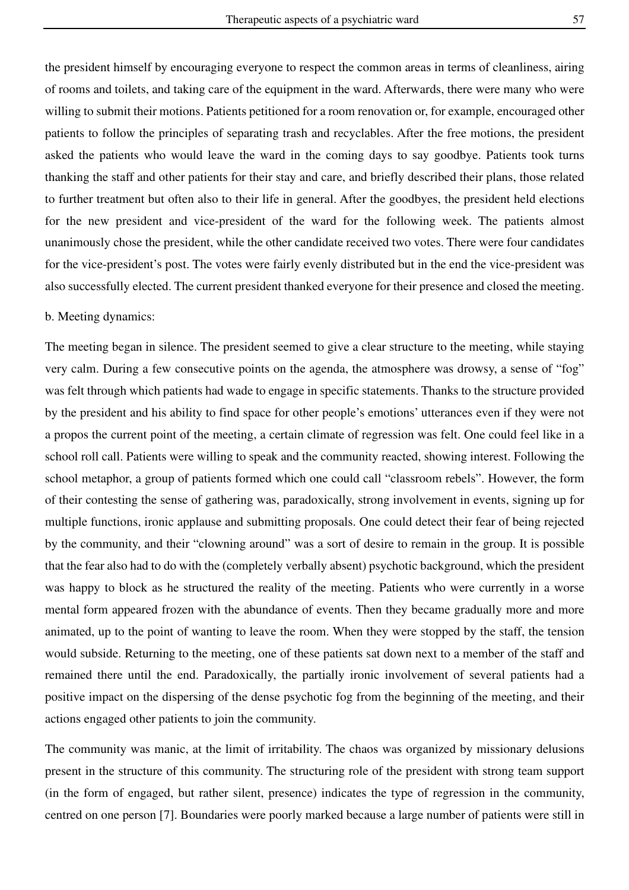the president himself by encouraging everyone to respect the common areas in terms of cleanliness, airing of rooms and toilets, and taking care of the equipment in the ward. Afterwards, there were many who were willing to submit their motions. Patients petitioned for a room renovation or, for example, encouraged other patients to follow the principles of separating trash and recyclables. After the free motions, the president asked the patients who would leave the ward in the coming days to say goodbye. Patients took turns thanking the staff and other patients for their stay and care, and briefly described their plans, those related to further treatment but often also to their life in general. After the goodbyes, the president held elections for the new president and vice-president of the ward for the following week. The patients almost unanimously chose the president, while the other candidate received two votes. There were four candidates for the vice-president's post. The votes were fairly evenly distributed but in the end the vice-president was also successfully elected. The current president thanked everyone for their presence and closed the meeting.

b. Meeting dynamics:

The meeting began in silence. The president seemed to give a clear structure to the meeting, while staying very calm. During a few consecutive points on the agenda, the atmosphere was drowsy, a sense of "fog" was felt through which patients had wade to engage in specific statements. Thanks to the structure provided by the president and his ability to find space for other people's emotions' utterances even if they were not a propos the current point of the meeting, a certain climate of regression was felt. One could feel like in a school roll call. Patients were willing to speak and the community reacted, showing interest. Following the school metaphor, a group of patients formed which one could call "classroom rebels". However, the form of their contesting the sense of gathering was, paradoxically, strong involvement in events, signing up for multiple functions, ironic applause and submitting proposals. One could detect their fear of being rejected by the community, and their "clowning around" was a sort of desire to remain in the group. It is possible that the fear also had to do with the (completely verbally absent) psychotic background, which the president was happy to block as he structured the reality of the meeting. Patients who were currently in a worse mental form appeared frozen with the abundance of events. Then they became gradually more and more animated, up to the point of wanting to leave the room. When they were stopped by the staff, the tension would subside. Returning to the meeting, one of these patients sat down next to a member of the staff and remained there until the end. Paradoxically, the partially ironic involvement of several patients had a positive impact on the dispersing of the dense psychotic fog from the beginning of the meeting, and their actions engaged other patients to join the community.

The community was manic, at the limit of irritability. The chaos was organized by missionary delusions present in the structure of this community. The structuring role of the president with strong team support (in the form of engaged, but rather silent, presence) indicates the type of regression in the community, centred on one person [7]. Boundaries were poorly marked because a large number of patients were still in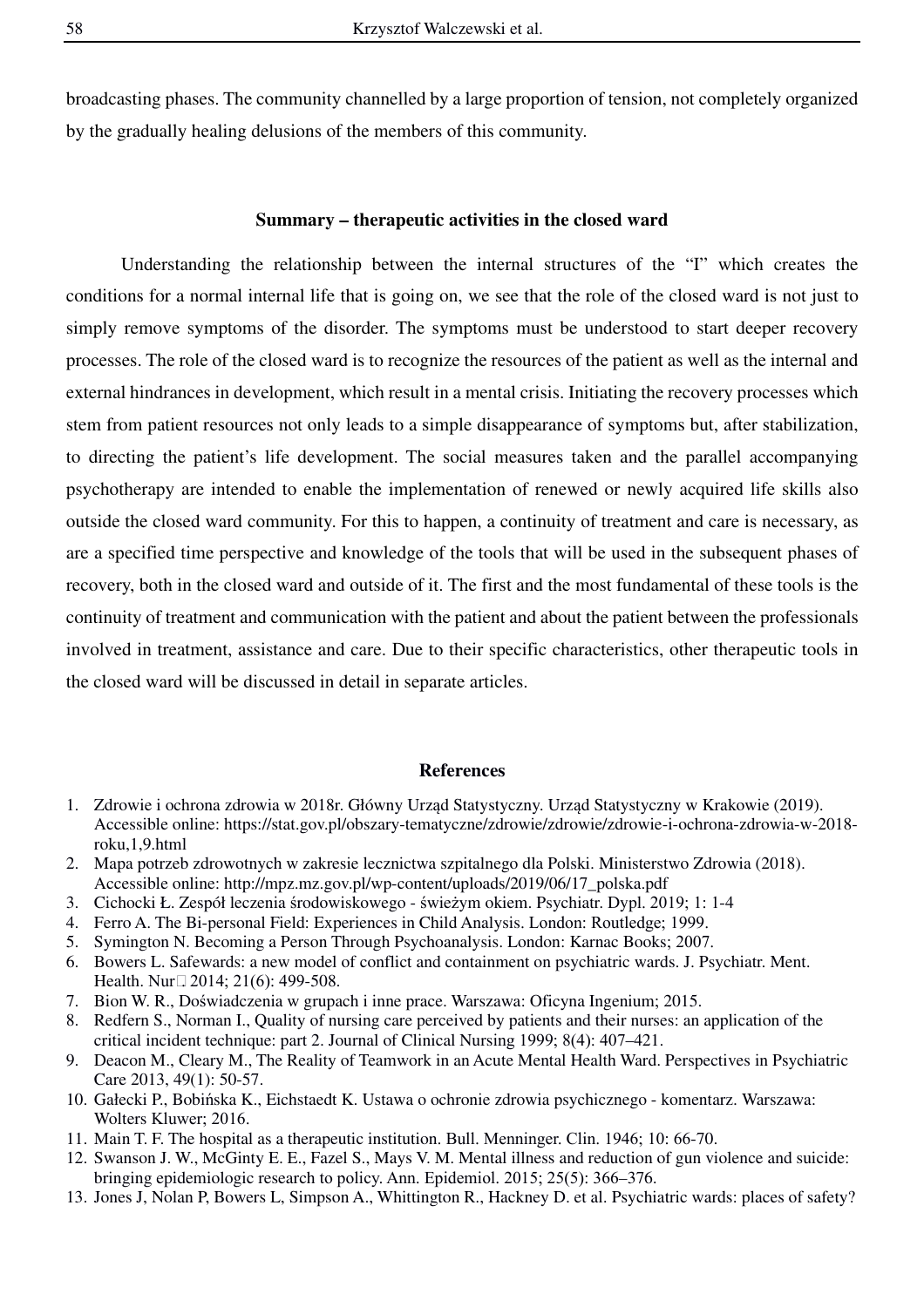broadcasting phases. The community channelled by a large proportion of tension, not completely organized by the gradually healing delusions of the members of this community.

## Summary – therapeutic activities in the closed ward

Understanding the relationship between the internal structures of the "I" which creates the conditions for a normal internal life that is going on, we see that the role of the closed ward is not just to simply remove symptoms of the disorder. The symptoms must be understood to start deeper recovery processes. The role of the closed ward is to recognize the resources of the patient as well as the internal and external hindrances in development, which result in a mental crisis. Initiating the recovery processes which stem from patient resources not only leads to a simple disappearance of symptoms but, after stabilization, to directing the patient's life development. The social measures taken and the parallel accompanying psychotherapy are intended to enable the implementation of renewed or newly acquired life skills also outside the closed ward community. For this to happen, a continuity of treatment and care is necessary, as are a specified time perspective and knowledge of the tools that will be used in the subsequent phases of recovery, both in the closed ward and outside of it. The first and the most fundamental of these tools is the continuity of treatment and communication with the patient and about the patient between the professionals involved in treatment, assistance and care. Due to their specific characteristics, other therapeutic tools in the closed ward will be discussed in detail in separate articles.

## References

1. Zdrowie i ochrona zdrowia w 2018r. Główny Urząd Statystyczny. Urząd Statystyczny w Krakowie (2019). Accessible online: https://stat.gov.pl/obszary-tematyczne/zdrowie/zdrowie/zdrowie-i-ochrona-zdrowia-w-2018-roku,1,9.html
2. Mapa potrzeb zdrowotnych w zakresie lecznictwa szpitalnego dla Polski. Ministerstwo Zdrowia (2018). Accessible online: http://mpz.mz.gov.pl/wp-content/uploads/2019/06/17_polska.pdf
3. Cichocki Ł. Zespół leczenia środowiskowego - świeżym okiem. Psychiatr. Dypl. 2019; 1: 1-4
4. Ferro A. The Bi-personal Field: Experiences in Child Analysis. London: Routledge; 1999.
5. Symington N. Becoming a Person Through Psychoanalysis. London: Karnac Books; 2007.
6. Bowers L. Safewards: a new model of conflict and containment on psychiatric wards. J. Psychiatr. Ment. Health. Nur. 2014; 21(6): 499-508.
7. Bion W. R., Doświadczenia w grupach i inne prace. Warszawa: Oficyna Ingenium; 2015.
8. Redfern S., Norman I., Quality of nursing care perceived by patients and their nurses: an application of the critical incident technique: part 2. Journal of Clinical Nursing 1999; 8(4): 407–421.
9. Deacon M., Cleary M., The Reality of Teamwork in an Acute Mental Health Ward. Perspectives in Psychiatric Care 2013, 49(1): 50-57.
10. Gałecki P., Bobińska K., Eichstaedt K. Ustawa o ochronie zdrowia psychicznego - komentarz. Warszawa: Wolters Kluwer; 2016.
11. Main T. F. The hospital as a therapeutic institution. Bull. Menninger. Clin. 1946; 10: 66-70.
12. Swanson J. W., McGinty E. E., Fazel S., Mays V. M. Mental illness and reduction of gun violence and suicide: bringing epidemiologic research to policy. Ann. Epidemiol. 2015; 25(5): 366–376.
13. Jones J, Nolan P, Bowers L, Simpson A., Whittington R., Hackney D. et al. Psychiatric wards: places of safety?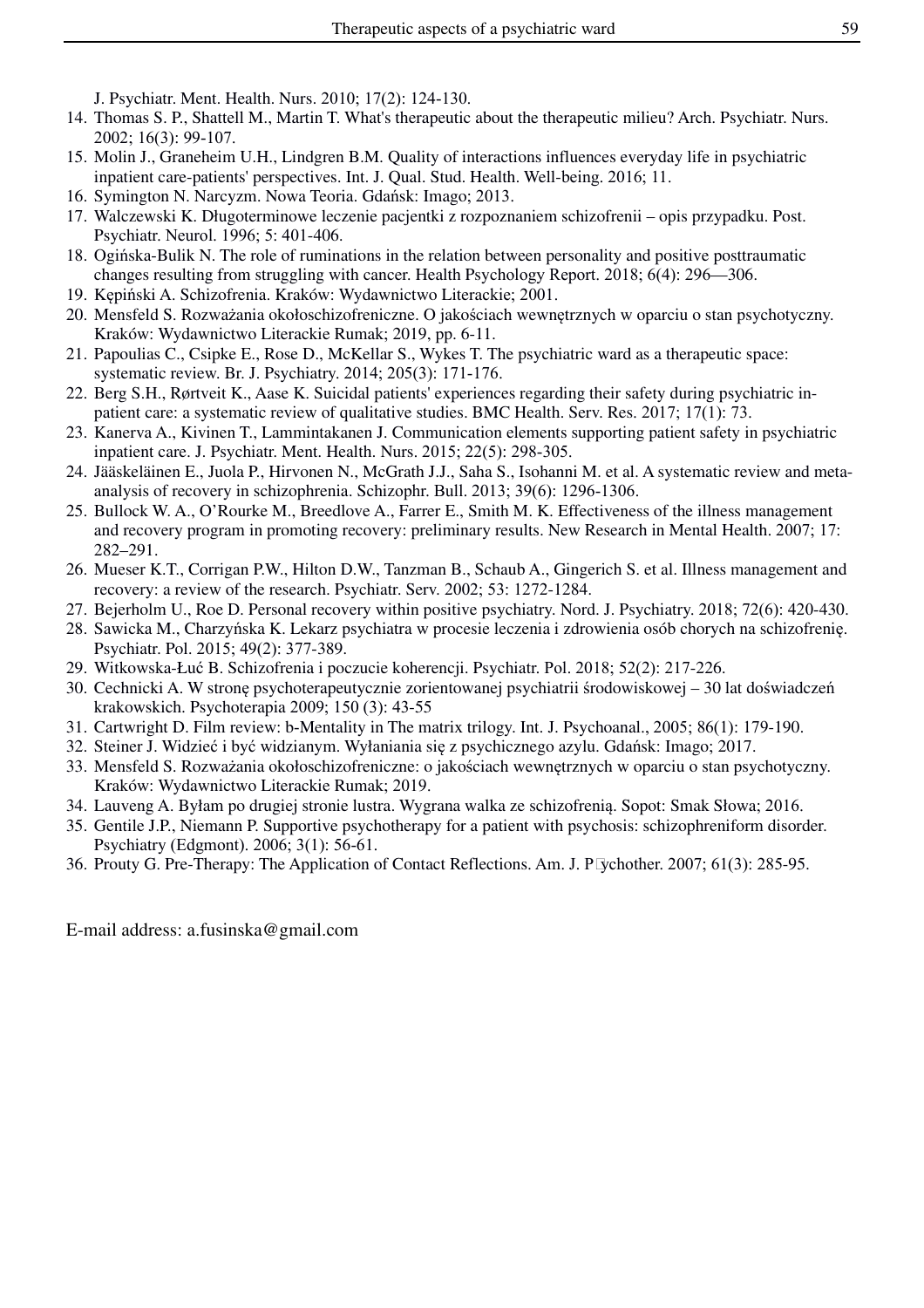J. Psychiatr. Ment. Health. Nurs. 2010; 17(2): 124-130.

14. Thomas S. P., Shattell M., Martin T. What's therapeutic about the therapeutic milieu? Arch. Psychiatr. Nurs. 2002; 16(3): 99-107.
15. Molin J., Graneheim U.H., Lindgren B.M. Quality of interactions influences everyday life in psychiatric inpatient care-patients' perspectives. Int. J. Qual. Stud. Health. Well-being. 2016; 11.
16. Symington N. Narcyzm. Nowa Teoria. Gdańsk: Imago; 2013.
17. Walczewski K. Długoterminowe leczenie pacjentki z rozpoznaniem schizofrenii – opis przypadku. Post. Psychiatr. Neurol. 1996; 5: 401-406.
18. Ogińska-Bulik N. The role of ruminations in the relation between personality and positive posttraumatic changes resulting from struggling with cancer. Health Psychology Report. 2018; 6(4): 296—306.
19. Kępiński A. Schizofrenia. Kraków: Wydawnictwo Literackie; 2001.
20. Mensfeld S. Rozważania okołoschizofreniczne. O jakościach wewnętrznych w oparciu o stan psychotyczny. Kraków: Wydawnictwo Literackie Rumak; 2019, pp. 6-11.
21. Papoulias C., Csipke E., Rose D., McKellar S., Wykes T. The psychiatric ward as a therapeutic space: systematic review. Br. J. Psychiatry. 2014; 205(3): 171-176.
22. Berg S.H., Rørtveit K., Aase K. Suicidal patients' experiences regarding their safety during psychiatric in-patient care: a systematic review of qualitative studies. BMC Health. Serv. Res. 2017; 17(1): 73.
23. Kanerva A., Kivinen T., Lammintakanen J. Communication elements supporting patient safety in psychiatric inpatient care. J. Psychiatr. Ment. Health. Nurs. 2015; 22(5): 298-305.
24. Jääskeläinen E., Juola P., Hirvonen N., McGrath J.J., Saha S., Isohanni M. et al. A systematic review and meta-analysis of recovery in schizophrenia. Schizophr. Bull. 2013; 39(6): 1296-1306.
25. Bullock W. A., O'Rourke M., Breedlove A., Farrer E., Smith M. K. Effectiveness of the illness management and recovery program in promoting recovery: preliminary results. New Research in Mental Health. 2007; 17: 282–291.
26. Mueser K.T., Corrigan P.W., Hilton D.W., Tanzman B., Schaub A., Gingerich S. et al. Illness management and recovery: a review of the research. Psychiatr. Serv. 2002; 53: 1272-1284.
27. Bejerholm U., Roe D. Personal recovery within positive psychiatry. Nord. J. Psychiatry. 2018; 72(6): 420-430.
28. Sawicka M., Charzyńska K. Lekarz psychiatra w procesie leczenia i zdrowienia osób chorych na schizofrenię. Psychiatr. Pol. 2015; 49(2): 377-389.
29. Witkowska-Łuć B. Schizofrenia i poczucie koherencji. Psychiatr. Pol. 2018; 52(2): 217-226.
30. Cechnicki A. W stronę psychoterapeutycznie zorientowanej psychiatrii środowiskowej – 30 lat doświadczeń krakowskich. Psychoterapia 2009; 150 (3): 43-55
31. Cartwright D. Film review: b-Mentality in The matrix trilogy. Int. J. Psychoanal., 2005; 86(1): 179-190.
32. Steiner J. Widzieć i być widzianym. Wyłaniania się z psychicznego azylu. Gdańsk: Imago; 2017.
33. Mensfeld S. Rozważania okołoschizofreniczne: o jakościach wewnętrznych w oparciu o stan psychotyczny. Kraków: Wydawnictwo Literackie Rumak; 2019.
34. Lauveng A. Byłam po drugiej stronie lustra. Wygrana walka ze schizofrenią. Sopot: Smak Słowa; 2016.
35. Gentile J.P., Niemann P. Supportive psychotherapy for a patient with psychosis: schizophreniform disorder. Psychiatry (Edgmont). 2006; 3(1): 56-61.
36. Prouty G. Pre-Therapy: The Application of Contact Reflections. Am. J. Psychother. 2007; 61(3): 285-95.

E-mail address: a.fusinska@gmail.com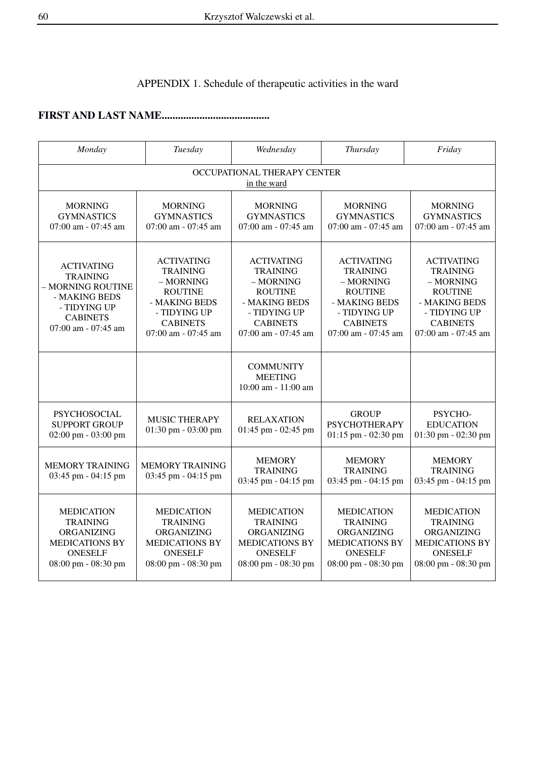APPENDIX 1. Schedule of therapeutic activities in the ward

**FIRST AND LAST NAME........................................**

| *Monday* | *Tuesday* | *Wednesday* | *Thursday* | *Friday* |
|---|---|---|---|---|
| OCCUPATIONAL THERAPY CENTER in the ward | | | | |
| MORNING GYMNASTICS 07:00 am - 07:45 am | MORNING GYMNASTICS 07:00 am - 07:45 am | MORNING GYMNASTICS 07:00 am - 07:45 am | MORNING GYMNASTICS 07:00 am - 07:45 am | MORNING GYMNASTICS 07:00 am - 07:45 am |
| ACTIVATING TRAINING – MORNING ROUTINE - MAKING BEDS - TIDYING UP CABINETS 07:00 am - 07:45 am | ACTIVATING TRAINING – MORNING ROUTINE - MAKING BEDS - TIDYING UP CABINETS 07:00 am - 07:45 am | ACTIVATING TRAINING – MORNING ROUTINE - MAKING BEDS - TIDYING UP CABINETS 07:00 am - 07:45 am | ACTIVATING TRAINING – MORNING ROUTINE - MAKING BEDS - TIDYING UP CABINETS 07:00 am - 07:45 am | ACTIVATING TRAINING – MORNING ROUTINE - MAKING BEDS - TIDYING UP CABINETS 07:00 am - 07:45 am |
| | | COMMUNITY MEETING 10:00 am - 11:00 am | | |
| PSYCHOSOCIAL SUPPORT GROUP 02:00 pm - 03:00 pm | MUSIC THERAPY 01:30 pm - 03:00 pm | RELAXATION 01:45 pm - 02:45 pm | GROUP PSYCHOTHERAPY 01:15 pm - 02:30 pm | PSYCHO-EDUCATION 01:30 pm - 02:30 pm |
| MEMORY TRAINING 03:45 pm - 04:15 pm | MEMORY TRAINING 03:45 pm - 04:15 pm | MEMORY TRAINING 03:45 pm - 04:15 pm | MEMORY TRAINING 03:45 pm - 04:15 pm | MEMORY TRAINING 03:45 pm - 04:15 pm |
| MEDICATION TRAINING ORGANIZING MEDICATIONS BY ONESELF 08:00 pm - 08:30 pm | MEDICATION TRAINING ORGANIZING MEDICATIONS BY ONESELF 08:00 pm - 08:30 pm | MEDICATION TRAINING ORGANIZING MEDICATIONS BY ONESELF 08:00 pm - 08:30 pm | MEDICATION TRAINING ORGANIZING MEDICATIONS BY ONESELF 08:00 pm - 08:30 pm | MEDICATION TRAINING ORGANIZING MEDICATIONS BY ONESELF 08:00 pm - 08:30 pm |